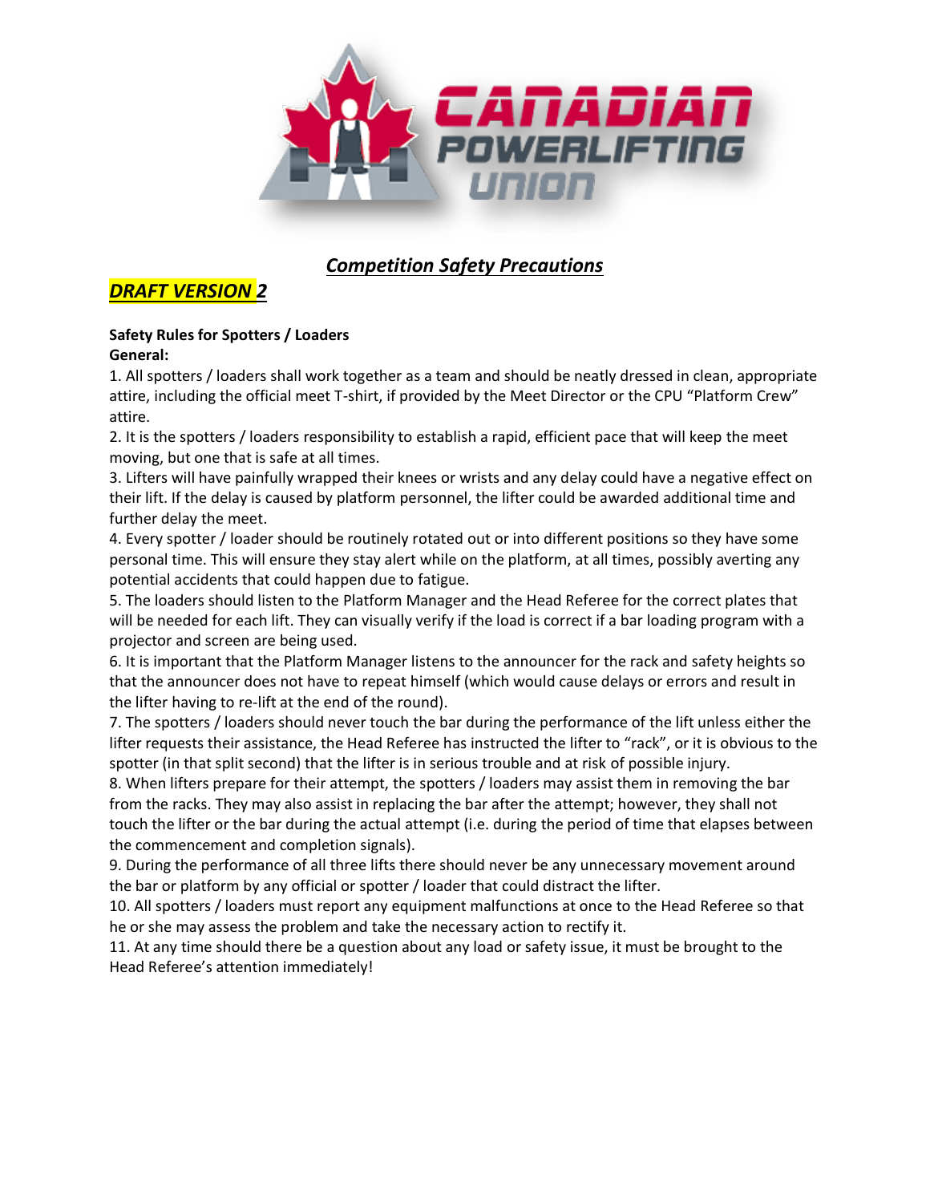# Competition Safety Precautions

## DRAFT VERSION 2

**Safety Rules for Spotters / Loaders**

**General:**

1. All spotters / loaders shall work together as a team and should be neatly dressed in clean, appropriate attire, including the official meet T-shirt, if provided by the Meet Director or the CPU "Platform Crew" attire.
2. It is the spotters / loaders responsibility to establish a rapid, efficient pace that will keep the meet moving, but one that is safe at all times.
3. Lifters will have painfully wrapped their knees or wrists and any delay could have a negative effect on their lift. If the delay is caused by platform personnel, the lifter could be awarded additional time and further delay the meet.
4. Every spotter / loader should be routinely rotated out or into different positions so they have some personal time. This will ensure they stay alert while on the platform, at all times, possibly averting any potential accidents that could happen due to fatigue.
5. The loaders should listen to the Platform Manager and the Head Referee for the correct plates that will be needed for each lift. They can visually verify if the load is correct if a bar loading program with a projector and screen are being used.
6. It is important that the Platform Manager listens to the announcer for the rack and safety heights so that the announcer does not have to repeat himself (which would cause delays or errors and result in the lifter having to re-lift at the end of the round).
7. The spotters / loaders should never touch the bar during the performance of the lift unless either the lifter requests their assistance, the Head Referee has instructed the lifter to "rack", or it is obvious to the spotter (in that split second) that the lifter is in serious trouble and at risk of possible injury.
8. When lifters prepare for their attempt, the spotters / loaders may assist them in removing the bar from the racks. They may also assist in replacing the bar after the attempt; however, they shall not touch the lifter or the bar during the actual attempt (i.e. during the period of time that elapses between the commencement and completion signals).
9. During the performance of all three lifts there should never be any unnecessary movement around the bar or platform by any official or spotter / loader that could distract the lifter.
10. All spotters / loaders must report any equipment malfunctions at once to the Head Referee so that he or she may assess the problem and take the necessary action to rectify it.
11. At any time should there be a question about any load or safety issue, it must be brought to the Head Referee's attention immediately!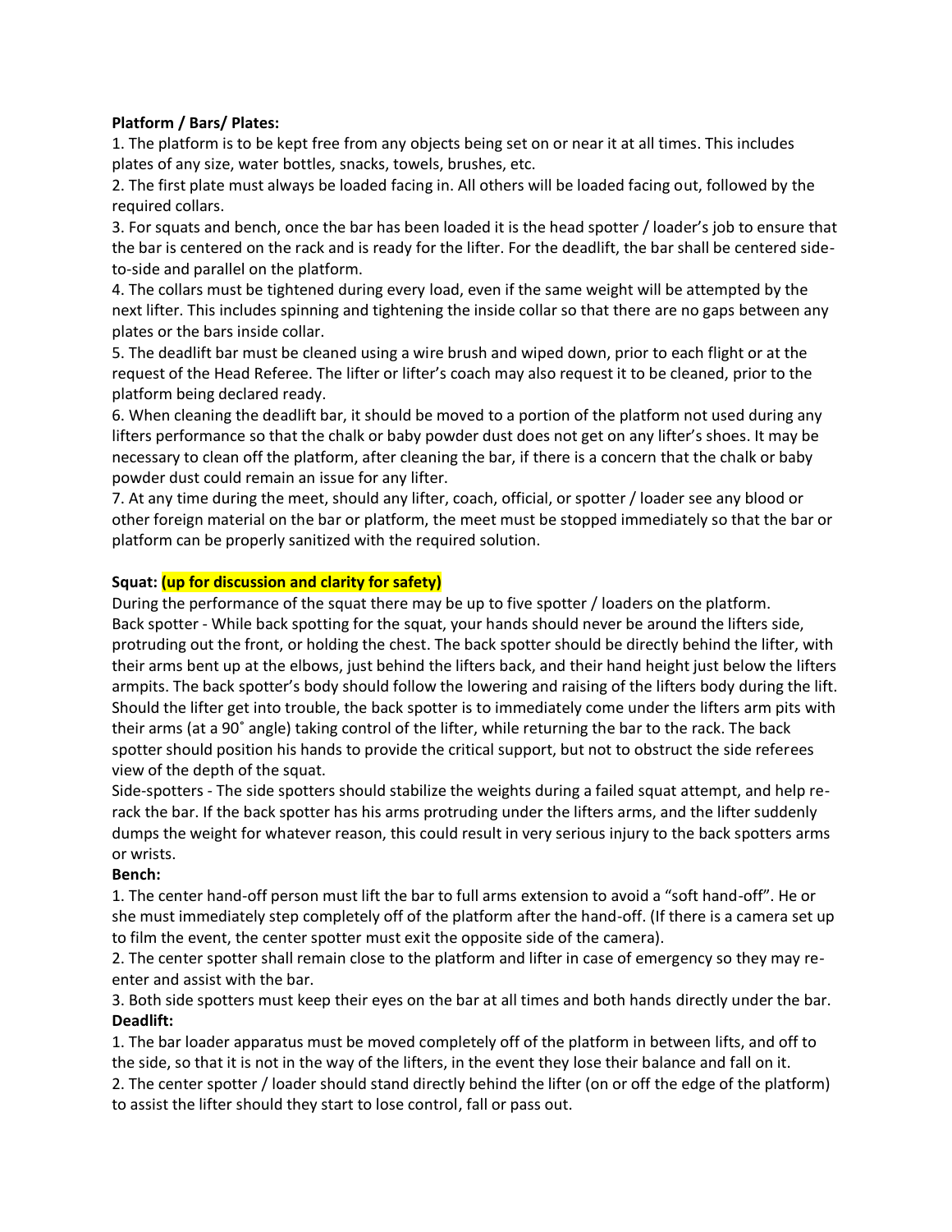**Platform / Bars/ Plates:**

1. The platform is to be kept free from any objects being set on or near it at all times. This includes plates of any size, water bottles, snacks, towels, brushes, etc.
2. The first plate must always be loaded facing in. All others will be loaded facing out, followed by the required collars.
3. For squats and bench, once the bar has been loaded it is the head spotter / loader's job to ensure that the bar is centered on the rack and is ready for the lifter. For the deadlift, the bar shall be centered side-to-side and parallel on the platform.
4. The collars must be tightened during every load, even if the same weight will be attempted by the next lifter. This includes spinning and tightening the inside collar so that there are no gaps between any plates or the bars inside collar.
5. The deadlift bar must be cleaned using a wire brush and wiped down, prior to each flight or at the request of the Head Referee. The lifter or lifter's coach may also request it to be cleaned, prior to the platform being declared ready.
6. When cleaning the deadlift bar, it should be moved to a portion of the platform not used during any lifters performance so that the chalk or baby powder dust does not get on any lifter's shoes. It may be necessary to clean off the platform, after cleaning the bar, if there is a concern that the chalk or baby powder dust could remain an issue for any lifter.
7. At any time during the meet, should any lifter, coach, official, or spotter / loader see any blood or other foreign material on the bar or platform, the meet must be stopped immediately so that the bar or platform can be properly sanitized with the required solution.

**Squat: (up for discussion and clarity for safety)**

During the performance of the squat there may be up to five spotter / loaders on the platform.

Back spotter - While back spotting for the squat, your hands should never be around the lifters side, protruding out the front, or holding the chest. The back spotter should be directly behind the lifter, with their arms bent up at the elbows, just behind the lifters back, and their hand height just below the lifters armpits. The back spotter's body should follow the lowering and raising of the lifters body during the lift. Should the lifter get into trouble, the back spotter is to immediately come under the lifters arm pits with their arms (at a 90˚ angle) taking control of the lifter, while returning the bar to the rack. The back spotter should position his hands to provide the critical support, but not to obstruct the side referees view of the depth of the squat.

Side-spotters - The side spotters should stabilize the weights during a failed squat attempt, and help re-rack the bar. If the back spotter has his arms protruding under the lifters arms, and the lifter suddenly dumps the weight for whatever reason, this could result in very serious injury to the back spotters arms or wrists.

**Bench:**

1. The center hand-off person must lift the bar to full arms extension to avoid a "soft hand-off". He or she must immediately step completely off of the platform after the hand-off. (If there is a camera set up to film the event, the center spotter must exit the opposite side of the camera).
2. The center spotter shall remain close to the platform and lifter in case of emergency so they may re-enter and assist with the bar.
3. Both side spotters must keep their eyes on the bar at all times and both hands directly under the bar.

**Deadlift:**

1. The bar loader apparatus must be moved completely off of the platform in between lifts, and off to the side, so that it is not in the way of the lifters, in the event they lose their balance and fall on it.
2. The center spotter / loader should stand directly behind the lifter (on or off the edge of the platform) to assist the lifter should they start to lose control, fall or pass out.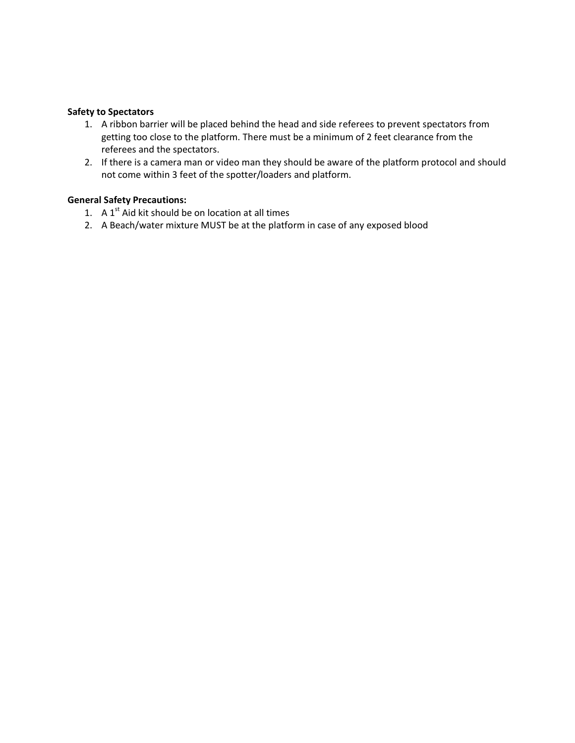**Safety to Spectators**

1. A ribbon barrier will be placed behind the head and side referees to prevent spectators from getting too close to the platform. There must be a minimum of 2 feet clearance from the referees and the spectators.
2. If there is a camera man or video man they should be aware of the platform protocol and should not come within 3 feet of the spotter/loaders and platform.

**General Safety Precautions:**

1. A 1st Aid kit should be on location at all times
2. A Beach/water mixture MUST be at the platform in case of any exposed blood